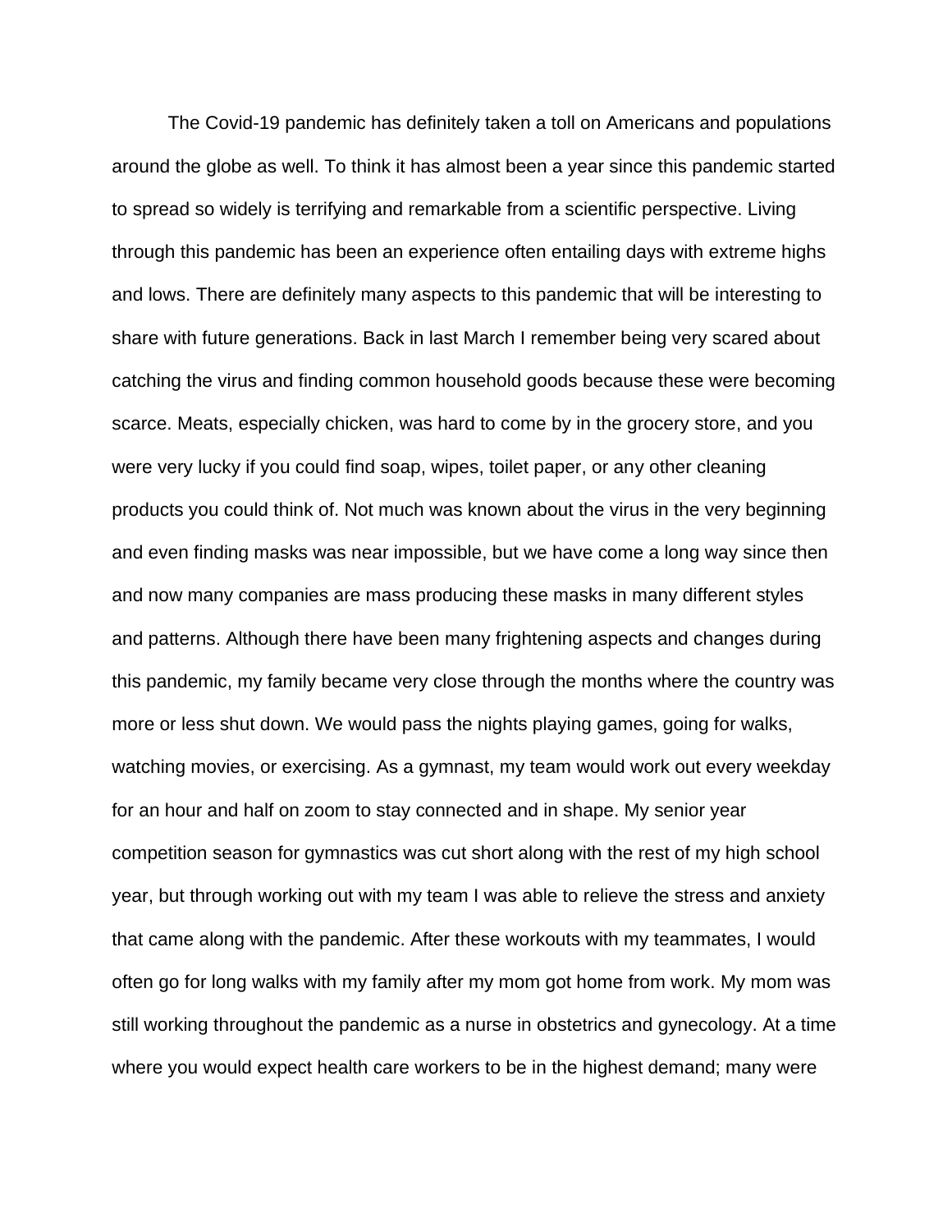The Covid-19 pandemic has definitely taken a toll on Americans and populations around the globe as well. To think it has almost been a year since this pandemic started to spread so widely is terrifying and remarkable from a scientific perspective. Living through this pandemic has been an experience often entailing days with extreme highs and lows. There are definitely many aspects to this pandemic that will be interesting to share with future generations. Back in last March I remember being very scared about catching the virus and finding common household goods because these were becoming scarce. Meats, especially chicken, was hard to come by in the grocery store, and you were very lucky if you could find soap, wipes, toilet paper, or any other cleaning products you could think of. Not much was known about the virus in the very beginning and even finding masks was near impossible, but we have come a long way since then and now many companies are mass producing these masks in many different styles and patterns. Although there have been many frightening aspects and changes during this pandemic, my family became very close through the months where the country was more or less shut down. We would pass the nights playing games, going for walks, watching movies, or exercising. As a gymnast, my team would work out every weekday for an hour and half on zoom to stay connected and in shape. My senior year competition season for gymnastics was cut short along with the rest of my high school year, but through working out with my team I was able to relieve the stress and anxiety that came along with the pandemic. After these workouts with my teammates, I would often go for long walks with my family after my mom got home from work. My mom was still working throughout the pandemic as a nurse in obstetrics and gynecology. At a time where you would expect health care workers to be in the highest demand; many were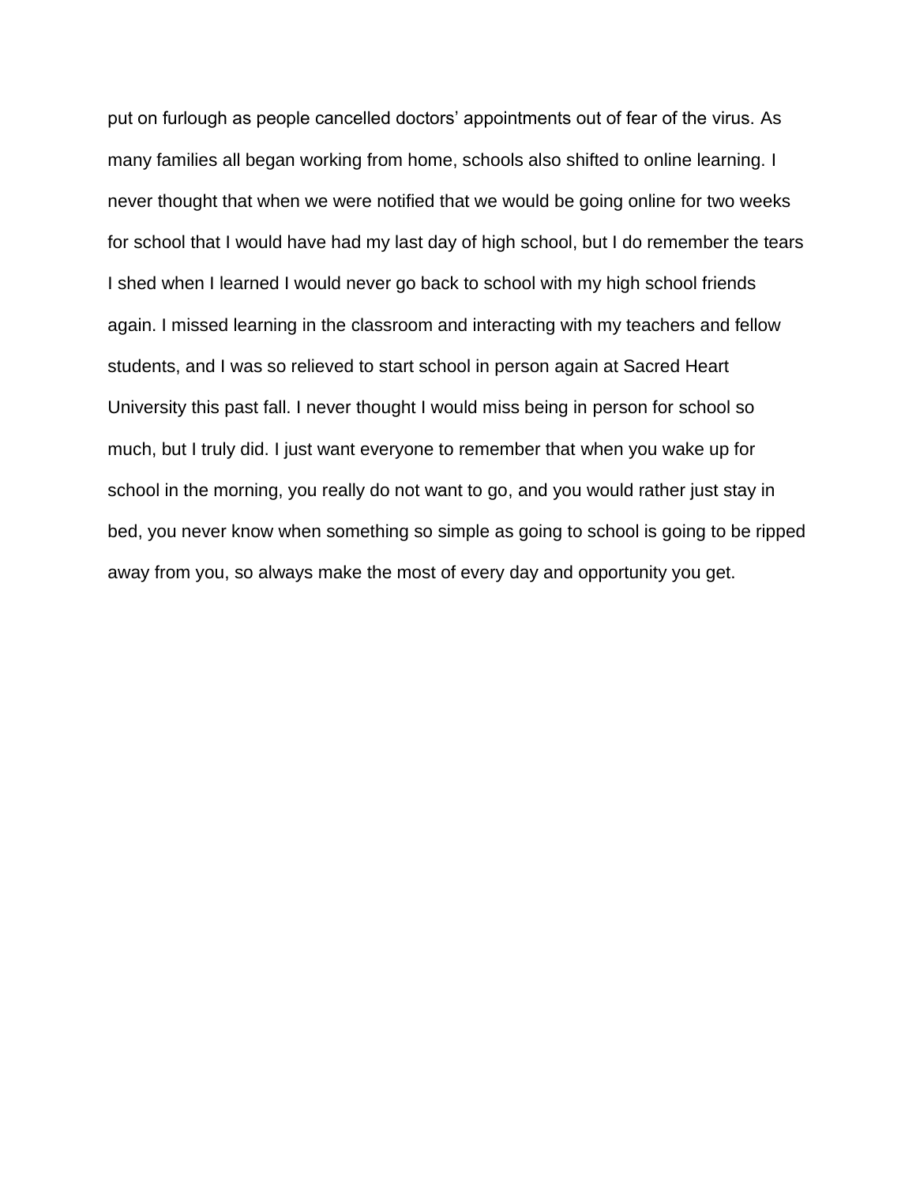put on furlough as people cancelled doctors' appointments out of fear of the virus. As many families all began working from home, schools also shifted to online learning. I never thought that when we were notified that we would be going online for two weeks for school that I would have had my last day of high school, but I do remember the tears I shed when I learned I would never go back to school with my high school friends again. I missed learning in the classroom and interacting with my teachers and fellow students, and I was so relieved to start school in person again at Sacred Heart University this past fall. I never thought I would miss being in person for school so much, but I truly did. I just want everyone to remember that when you wake up for school in the morning, you really do not want to go, and you would rather just stay in bed, you never know when something so simple as going to school is going to be ripped away from you, so always make the most of every day and opportunity you get.